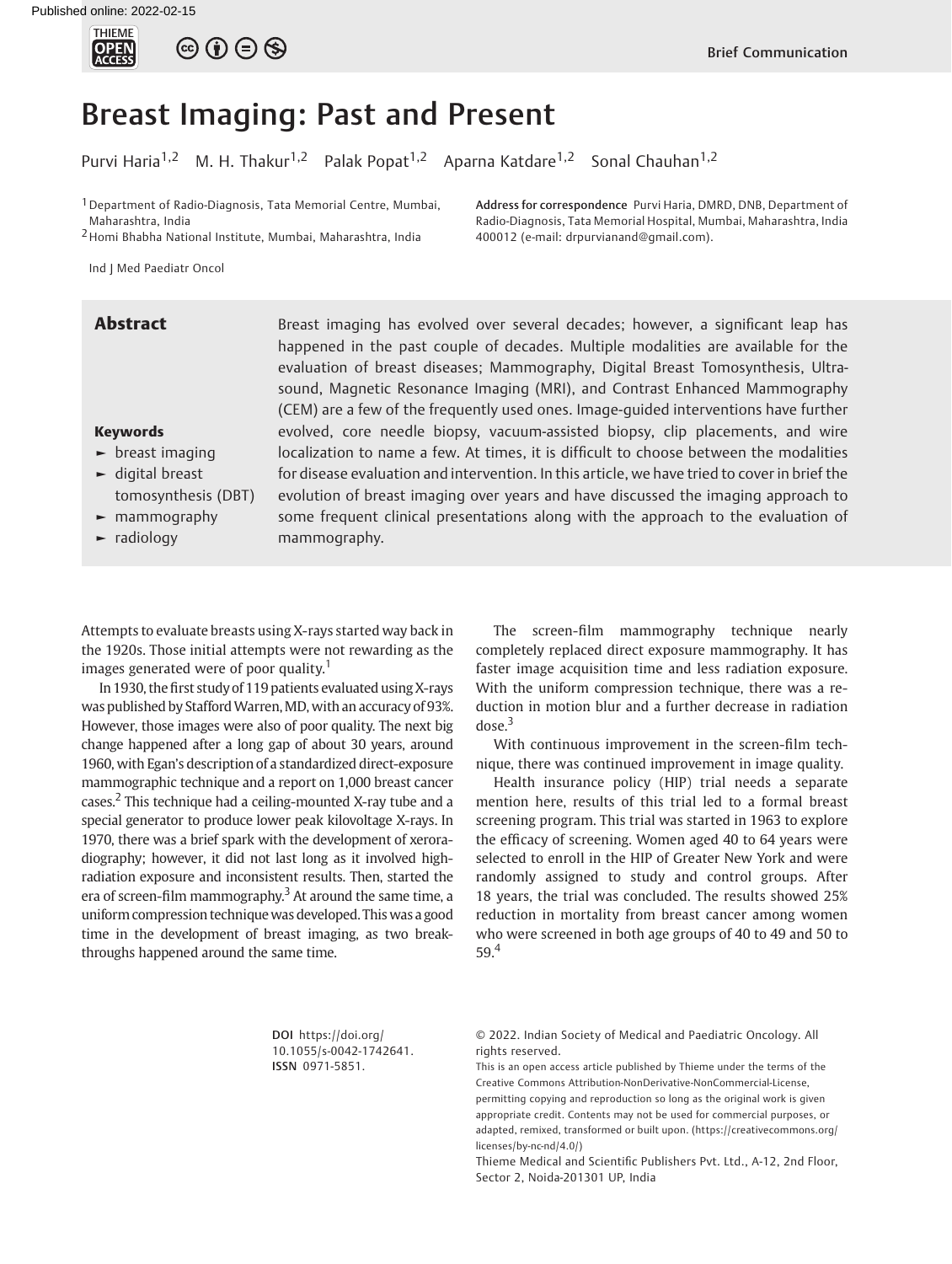Brief Communication

# Breast Imaging: Past and Present

Purvi Haria[1,2] M. H. Thakur[1,2] Palak Popat[1,2] Aparna Katdare[1,2] Sonal Chauhan[1,2]

[1] Department of Radio-Diagnosis, Tata Memorial Centre, Mumbai, Maharashtra, India
[2] Homi Bhabha National Institute, Mumbai, Maharashtra, India

**Address for correspondence** Purvi Haria, DMRD, DNB, Department of Radio-Diagnosis, Tata Memorial Hospital, Mumbai, Maharashtra, India 400012 (e-mail: drpurvianand@gmail.com).

Ind J Med Paediatr Oncol

## Abstract

Breast imaging has evolved over several decades; however, a significant leap has happened in the past couple of decades. Multiple modalities are available for the evaluation of breast diseases; Mammography, Digital Breast Tomosynthesis, Ultrasound, Magnetic Resonance Imaging (MRI), and Contrast Enhanced Mammography (CEM) are a few of the frequently used ones. Image-guided interventions have further evolved, core needle biopsy, vacuum-assisted biopsy, clip placements, and wire localization to name a few. At times, it is difficult to choose between the modalities for disease evaluation and intervention. In this article, we have tried to cover in brief the evolution of breast imaging over years and have discussed the imaging approach to some frequent clinical presentations along with the approach to the evaluation of mammography.

**Keywords**

- breast imaging
- digital breast tomosynthesis (DBT)
- mammography
- radiology

Attempts to evaluate breasts using X-rays started way back in the 1920s. Those initial attempts were not rewarding as the images generated were of poor quality.[1]

In 1930, the first study of 119 patients evaluated using X-rays was published by Stafford Warren, MD, with an accuracy of 93%. However, those images were also of poor quality. The next big change happened after a long gap of about 30 years, around 1960, with Egan's description of a standardized direct-exposure mammographic technique and a report on 1,000 breast cancer cases.[2] This technique had a ceiling-mounted X-ray tube and a special generator to produce lower peak kilovoltage X-rays. In 1970, there was a brief spark with the development of xeroradiography; however, it did not last long as it involved high-radiation exposure and inconsistent results. Then, started the era of screen-film mammography.[3] At around the same time, a uniform compression technique was developed. This was a good time in the development of breast imaging, as two breakthroughs happened around the same time.

The screen-film mammography technique nearly completely replaced direct exposure mammography. It has faster image acquisition time and less radiation exposure. With the uniform compression technique, there was a reduction in motion blur and a further decrease in radiation dose.[3]

With continuous improvement in the screen-film technique, there was continued improvement in image quality.

Health insurance policy (HIP) trial needs a separate mention here, results of this trial led to a formal breast screening program. This trial was started in 1963 to explore the efficacy of screening. Women aged 40 to 64 years were selected to enroll in the HIP of Greater New York and were randomly assigned to study and control groups. After 18 years, the trial was concluded. The results showed 25% reduction in mortality from breast cancer among women who were screened in both age groups of 40 to 49 and 50 to 59.[4]

**DOI** https://doi.org/10.1055/s-0042-1742641.
**ISSN** 0971-5851.

© 2022. Indian Society of Medical and Paediatric Oncology. All rights reserved.
This is an open access article published by Thieme under the terms of the Creative Commons Attribution-NonDerivative-NonCommercial-License, permitting copying and reproduction so long as the original work is given appropriate credit. Contents may not be used for commercial purposes, or adapted, remixed, transformed or built upon. (https://creativecommons.org/licenses/by-nc-nd/4.0/)
Thieme Medical and Scientific Publishers Pvt. Ltd., A-12, 2nd Floor, Sector 2, Noida-201301 UP, India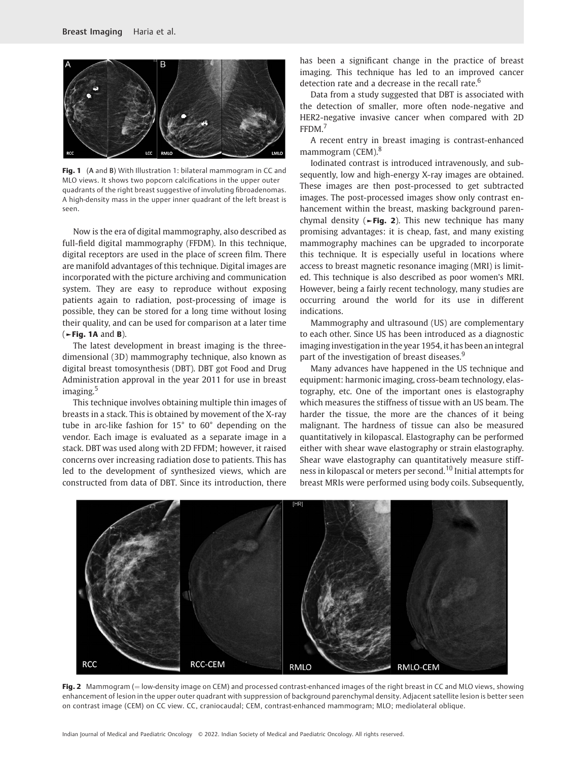Fig. 1 (A and B) With Illustration 1: bilateral mammogram in CC and MLO views. It shows two popcorn calcifications in the upper outer quadrants of the right breast suggestive of involuting fibroadenomas. A high-density mass in the upper inner quadrant of the left breast is seen.

Now is the era of digital mammography, also described as full-field digital mammography (FFDM). In this technique, digital receptors are used in the place of screen film. There are manifold advantages of this technique. Digital images are incorporated with the picture archiving and communication system. They are easy to reproduce without exposing patients again to radiation, post-processing of image is possible, they can be stored for a long time without losing their quality, and can be used for comparison at a later time (►Fig. 1A and B).

The latest development in breast imaging is the three-dimensional (3D) mammography technique, also known as digital breast tomosynthesis (DBT). DBT got Food and Drug Administration approval in the year 2011 for use in breast imaging.[5]

This technique involves obtaining multiple thin images of breasts in a stack. This is obtained by movement of the X-ray tube in arc-like fashion for 15° to 60° depending on the vendor. Each image is evaluated as a separate image in a stack. DBT was used along with 2D FFDM; however, it raised concerns over increasing radiation dose to patients. This has led to the development of synthesized views, which are constructed from data of DBT. Since its introduction, there has been a significant change in the practice of breast imaging. This technique has led to an improved cancer detection rate and a decrease in the recall rate.[6]

Data from a study suggested that DBT is associated with the detection of smaller, more often node-negative and HER2-negative invasive cancer when compared with 2D FFDM.[7]

A recent entry in breast imaging is contrast-enhanced mammogram (CEM).[8]

Iodinated contrast is introduced intravenously, and subsequently, low and high-energy X-ray images are obtained. These images are then post-processed to get subtracted images. The post-processed images show only contrast enhancement within the breast, masking background parenchymal density (►Fig. 2). This new technique has many promising advantages: it is cheap, fast, and many existing mammography machines can be upgraded to incorporate this technique. It is especially useful in locations where access to breast magnetic resonance imaging (MRI) is limited. This technique is also described as poor women's MRI. However, being a fairly recent technology, many studies are occurring around the world for its use in different indications.

Mammography and ultrasound (US) are complementary to each other. Since US has been introduced as a diagnostic imaging investigation in the year 1954, it has been an integral part of the investigation of breast diseases.[9]

Many advances have happened in the US technique and equipment: harmonic imaging, cross-beam technology, elastography, etc. One of the important ones is elastography which measures the stiffness of tissue with an US beam. The harder the tissue, the more are the chances of it being malignant. The hardness of tissue can also be measured quantitatively in kilopascal. Elastography can be performed either with shear wave elastography or strain elastography. Shear wave elastography can quantitatively measure stiffness in kilopascal or meters per second.[10] Initial attempts for breast MRIs were performed using body coils. Subsequently,

Fig. 2 Mammogram (= low-density image on CEM) and processed contrast-enhanced images of the right breast in CC and MLO views, showing enhancement of lesion in the upper outer quadrant with suppression of background parenchymal density. Adjacent satellite lesion is better seen on contrast image (CEM) on CC view. CC, craniocaudal; CEM, contrast-enhanced mammogram; MLO; mediolateral oblique.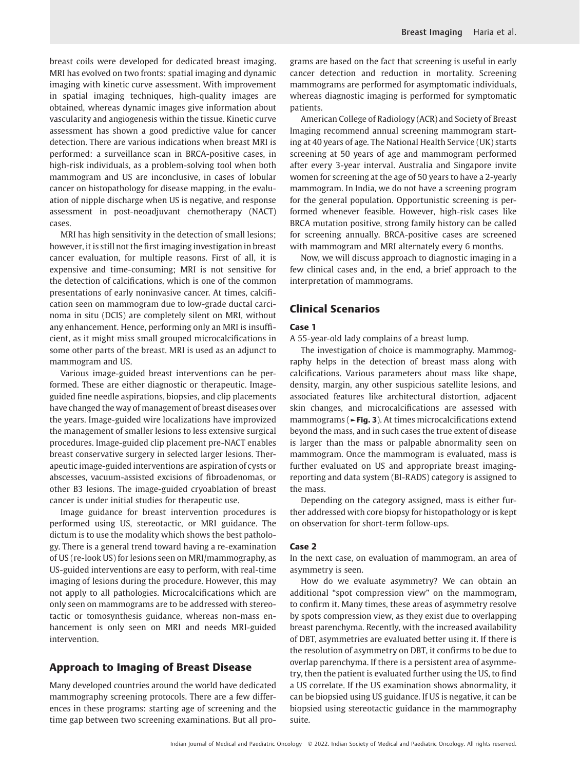breast coils were developed for dedicated breast imaging. MRI has evolved on two fronts: spatial imaging and dynamic imaging with kinetic curve assessment. With improvement in spatial imaging techniques, high-quality images are obtained, whereas dynamic images give information about vascularity and angiogenesis within the tissue. Kinetic curve assessment has shown a good predictive value for cancer detection. There are various indications when breast MRI is performed: a surveillance scan in BRCA-positive cases, in high-risk individuals, as a problem-solving tool when both mammogram and US are inconclusive, in cases of lobular cancer on histopathology for disease mapping, in the evaluation of nipple discharge when US is negative, and response assessment in post-neoadjuvant chemotherapy (NACT) cases.

MRI has high sensitivity in the detection of small lesions; however, it is still not the first imaging investigation in breast cancer evaluation, for multiple reasons. First of all, it is expensive and time-consuming; MRI is not sensitive for the detection of calcifications, which is one of the common presentations of early noninvasive cancer. At times, calcification seen on mammogram due to low-grade ductal carcinoma in situ (DCIS) are completely silent on MRI, without any enhancement. Hence, performing only an MRI is insufficient, as it might miss small grouped microcalcifications in some other parts of the breast. MRI is used as an adjunct to mammogram and US.

Various image-guided breast interventions can be performed. These are either diagnostic or therapeutic. Image-guided fine needle aspirations, biopsies, and clip placements have changed the way of management of breast diseases over the years. Image-guided wire localizations have improvized the management of smaller lesions to less extensive surgical procedures. Image-guided clip placement pre-NACT enables breast conservative surgery in selected larger lesions. Therapeutic image-guided interventions are aspiration of cysts or abscesses, vacuum-assisted excisions of fibroadenomas, or other B3 lesions. The image-guided cryoablation of breast cancer is under initial studies for therapeutic use.

Image guidance for breast intervention procedures is performed using US, stereotactic, or MRI guidance. The dictum is to use the modality which shows the best pathology. There is a general trend toward having a re-examination of US (re-look US) for lesions seen on MRI/mammography, as US-guided interventions are easy to perform, with real-time imaging of lesions during the procedure. However, this may not apply to all pathologies. Microcalcifications which are only seen on mammograms are to be addressed with stereotactic or tomosynthesis guidance, whereas non-mass enhancement is only seen on MRI and needs MRI-guided intervention.

## Approach to Imaging of Breast Disease

Many developed countries around the world have dedicated mammography screening protocols. There are a few differences in these programs: starting age of screening and the time gap between two screening examinations. But all programs are based on the fact that screening is useful in early cancer detection and reduction in mortality. Screening mammograms are performed for asymptomatic individuals, whereas diagnostic imaging is performed for symptomatic patients.

American College of Radiology (ACR) and Society of Breast Imaging recommend annual screening mammogram starting at 40 years of age. The National Health Service (UK) starts screening at 50 years of age and mammogram performed after every 3-year interval. Australia and Singapore invite women for screening at the age of 50 years to have a 2-yearly mammogram. In India, we do not have a screening program for the general population. Opportunistic screening is performed whenever feasible. However, high-risk cases like BRCA mutation positive, strong family history can be called for screening annually. BRCA-positive cases are screened with mammogram and MRI alternately every 6 months.

Now, we will discuss approach to diagnostic imaging in a few clinical cases and, in the end, a brief approach to the interpretation of mammograms.

## Clinical Scenarios

### Case 1

A 55-year-old lady complains of a breast lump.

The investigation of choice is mammography. Mammography helps in the detection of breast mass along with calcifications. Various parameters about mass like shape, density, margin, any other suspicious satellite lesions, and associated features like architectural distortion, adjacent skin changes, and microcalcifications are assessed with mammograms (►**Fig. 3**). At times microcalcifications extend beyond the mass, and in such cases the true extent of disease is larger than the mass or palpable abnormality seen on mammogram. Once the mammogram is evaluated, mass is further evaluated on US and appropriate breast imaging-reporting and data system (BI-RADS) category is assigned to the mass.

Depending on the category assigned, mass is either further addressed with core biopsy for histopathology or is kept on observation for short-term follow-ups.

### Case 2

In the next case, on evaluation of mammogram, an area of asymmetry is seen.

How do we evaluate asymmetry? We can obtain an additional "spot compression view" on the mammogram, to confirm it. Many times, these areas of asymmetry resolve by spots compression view, as they exist due to overlapping breast parenchyma. Recently, with the increased availability of DBT, asymmetries are evaluated better using it. If there is the resolution of asymmetry on DBT, it confirms to be due to overlap parenchyma. If there is a persistent area of asymmetry, then the patient is evaluated further using the US, to find a US correlate. If the US examination shows abnormality, it can be biopsied using US guidance. If US is negative, it can be biopsied using stereotactic guidance in the mammography suite.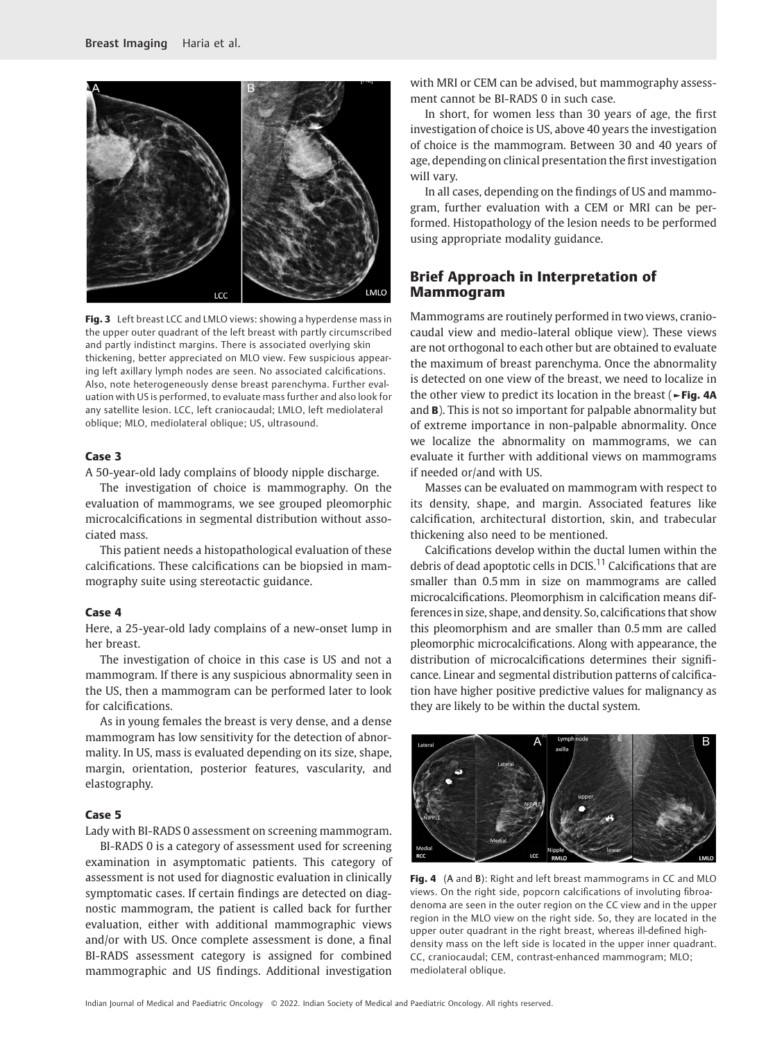Fig. 3 Left breast LCC and LMLO views: showing a hyperdense mass in the upper outer quadrant of the left breast with partly circumscribed and partly indistinct margins. There is associated overlying skin thickening, better appreciated on MLO view. Few suspicious appearing left axillary lymph nodes are seen. No associated calcifications. Also, note heterogeneously dense breast parenchyma. Further evaluation with US is performed, to evaluate mass further and also look for any satellite lesion. LCC, left craniocaudal; LMLO, left mediolateral oblique; MLO, mediolateral oblique; US, ultrasound.

#### Case 3

A 50-year-old lady complains of bloody nipple discharge.

The investigation of choice is mammography. On the evaluation of mammograms, we see grouped pleomorphic microcalcifications in segmental distribution without associated mass.

This patient needs a histopathological evaluation of these calcifications. These calcifications can be biopsied in mammography suite using stereotactic guidance.

#### Case 4

Here, a 25-year-old lady complains of a new-onset lump in her breast.

The investigation of choice in this case is US and not a mammogram. If there is any suspicious abnormality seen in the US, then a mammogram can be performed later to look for calcifications.

As in young females the breast is very dense, and a dense mammogram has low sensitivity for the detection of abnormality. In US, mass is evaluated depending on its size, shape, margin, orientation, posterior features, vascularity, and elastography.

#### Case 5

Lady with BI-RADS 0 assessment on screening mammogram.

BI-RADS 0 is a category of assessment used for screening examination in asymptomatic patients. This category of assessment is not used for diagnostic evaluation in clinically symptomatic cases. If certain findings are detected on diagnostic mammogram, the patient is called back for further evaluation, either with additional mammographic views and/or with US. Once complete assessment is done, a final BI-RADS assessment category is assigned for combined mammographic and US findings. Additional investigation with MRI or CEM can be advised, but mammography assessment cannot be BI-RADS 0 in such case.

In short, for women less than 30 years of age, the first investigation of choice is US, above 40 years the investigation of choice is the mammogram. Between 30 and 40 years of age, depending on clinical presentation the first investigation will vary.

In all cases, depending on the findings of US and mammogram, further evaluation with a CEM or MRI can be performed. Histopathology of the lesion needs to be performed using appropriate modality guidance.

## Brief Approach in Interpretation of Mammogram

Mammograms are routinely performed in two views, craniocaudal view and medio-lateral oblique view). These views are not orthogonal to each other but are obtained to evaluate the maximum of breast parenchyma. Once the abnormality is detected on one view of the breast, we need to localize in the other view to predict its location in the breast (►Fig. 4A and B). This is not so important for palpable abnormality but of extreme importance in non-palpable abnormality. Once we localize the abnormality on mammograms, we can evaluate it further with additional views on mammograms if needed or/and with US.

Masses can be evaluated on mammogram with respect to its density, shape, and margin. Associated features like calcification, architectural distortion, skin, and trabecular thickening also need to be mentioned.

Calcifications develop within the ductal lumen within the debris of dead apoptotic cells in DCIS.[11] Calcifications that are smaller than 0.5 mm in size on mammograms are called microcalcifications. Pleomorphism in calcification means differences in size, shape, and density. So, calcifications that show this pleomorphism and are smaller than 0.5 mm are called pleomorphic microcalcifications. Along with appearance, the distribution of microcalcifications determines their significance. Linear and segmental distribution patterns of calcification have higher positive predictive values for malignancy as they are likely to be within the ductal system.

Fig. 4 (A and B): Right and left breast mammograms in CC and MLO views. On the right side, popcorn calcifications of involuting fibroadenoma are seen in the outer region on the CC view and in the upper region in the MLO view on the right side. So, they are located in the upper outer quadrant in the right breast, whereas ill-defined high-density mass on the left side is located in the upper inner quadrant. CC, craniocaudal; CEM, contrast-enhanced mammogram; MLO; mediolateral oblique.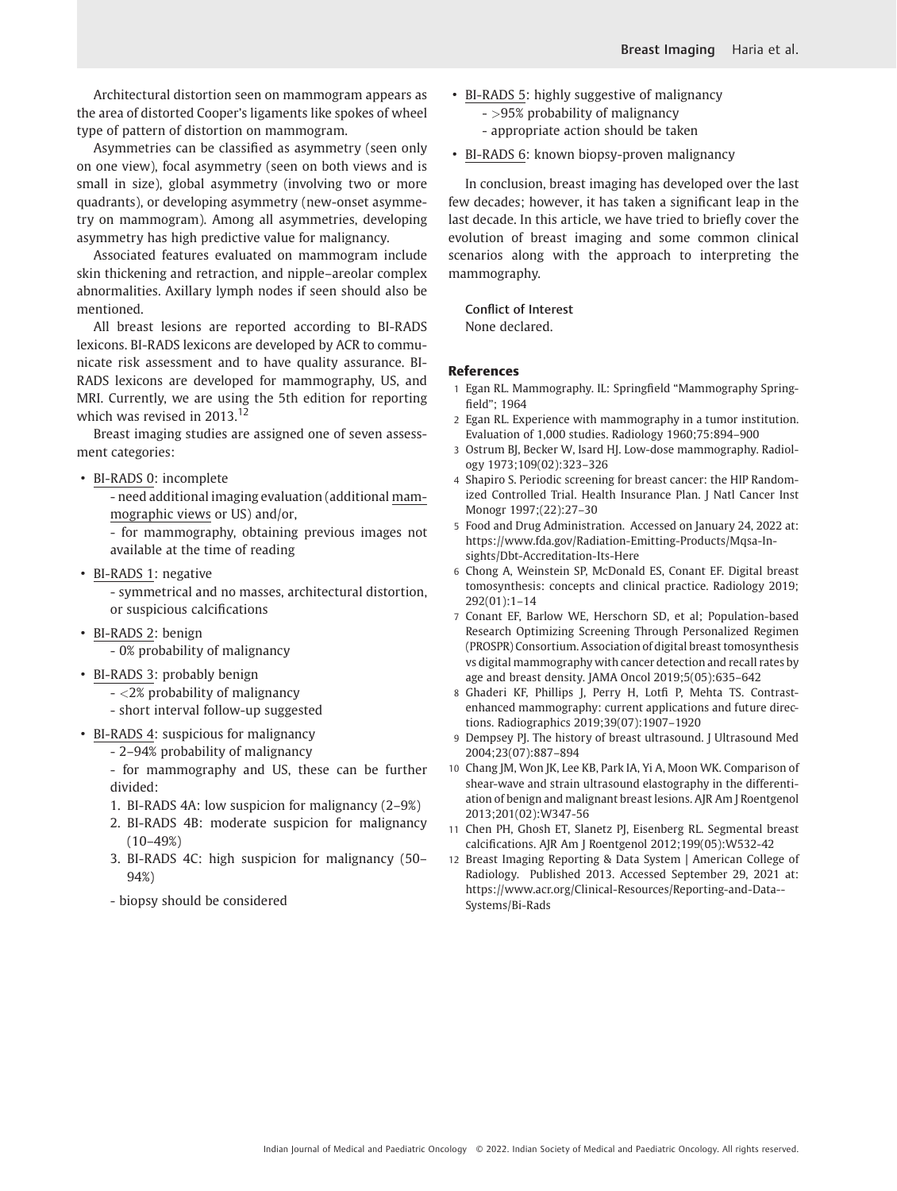Architectural distortion seen on mammogram appears as the area of distorted Cooper's ligaments like spokes of wheel type of pattern of distortion on mammogram.

Asymmetries can be classified as asymmetry (seen only on one view), focal asymmetry (seen on both views and is small in size), global asymmetry (involving two or more quadrants), or developing asymmetry (new-onset asymmetry on mammogram). Among all asymmetries, developing asymmetry has high predictive value for malignancy.

Associated features evaluated on mammogram include skin thickening and retraction, and nipple–areolar complex abnormalities. Axillary lymph nodes if seen should also be mentioned.

All breast lesions are reported according to BI-RADS lexicons. BI-RADS lexicons are developed by ACR to communicate risk assessment and to have quality assurance. BI-RADS lexicons are developed for mammography, US, and MRI. Currently, we are using the 5th edition for reporting which was revised in 2013.[12]

Breast imaging studies are assigned one of seven assessment categories:

- BI-RADS 0: incomplete
  - need additional imaging evaluation (additional mammographic views or US) and/or,
  - for mammography, obtaining previous images not available at the time of reading
- BI-RADS 1: negative
  - symmetrical and no masses, architectural distortion, or suspicious calcifications
- BI-RADS 2: benign
  - 0% probability of malignancy
- BI-RADS 3: probably benign
  - <2% probability of malignancy
  - short interval follow-up suggested
- BI-RADS 4: suspicious for malignancy
  - 2–94% probability of malignancy
  - for mammography and US, these can be further divided:
    1. BI-RADS 4A: low suspicion for malignancy (2–9%)
    2. BI-RADS 4B: moderate suspicion for malignancy (10–49%)
    3. BI-RADS 4C: high suspicion for malignancy (50–94%)
  - biopsy should be considered
- BI-RADS 5: highly suggestive of malignancy
  - >95% probability of malignancy
  - appropriate action should be taken
- BI-RADS 6: known biopsy-proven malignancy

In conclusion, breast imaging has developed over the last few decades; however, it has taken a significant leap in the last decade. In this article, we have tried to briefly cover the evolution of breast imaging and some common clinical scenarios along with the approach to interpreting the mammography.

**Conflict of Interest**

None declared.

## References

1. Egan RL. Mammography. IL: Springfield "Mammography Springfield"; 1964
2. Egan RL. Experience with mammography in a tumor institution. Evaluation of 1,000 studies. Radiology 1960;75:894–900
3. Ostrum BJ, Becker W, Isard HJ. Low-dose mammography. Radiology 1973;109(02):323–326
4. Shapiro S. Periodic screening for breast cancer: the HIP Randomized Controlled Trial. Health Insurance Plan. J Natl Cancer Inst Monogr 1997;(22):27–30
5. Food and Drug Administration. Accessed on January 24, 2022 at: https://www.fda.gov/Radiation-Emitting-Products/Mqsa-Insights/Dbt-Accreditation-Its-Here
6. Chong A, Weinstein SP, McDonald ES, Conant EF. Digital breast tomosynthesis: concepts and clinical practice. Radiology 2019; 292(01):1–14
7. Conant EF, Barlow WE, Herschorn SD, et al; Population-based Research Optimizing Screening Through Personalized Regimen (PROSPR) Consortium. Association of digital breast tomosynthesis vs digital mammography with cancer detection and recall rates by age and breast density. JAMA Oncol 2019;5(05):635–642
8. Ghaderi KF, Phillips J, Perry H, Lotfi P, Mehta TS. Contrast-enhanced mammography: current applications and future directions. Radiographics 2019;39(07):1907–1920
9. Dempsey PJ. The history of breast ultrasound. J Ultrasound Med 2004;23(07):887–894
10. Chang JM, Won JK, Lee KB, Park IA, Yi A, Moon WK. Comparison of shear-wave and strain ultrasound elastography in the differentiation of benign and malignant breast lesions. AJR Am J Roentgenol 2013;201(02):W347-56
11. Chen PH, Ghosh ET, Slanetz PJ, Eisenberg RL. Segmental breast calcifications. AJR Am J Roentgenol 2012;199(05):W532-42
12. Breast Imaging Reporting & Data System | American College of Radiology. Published 2013. Accessed September 29, 2021 at: https://www.acr.org/Clinical-Resources/Reporting-and-Data--Systems/Bi-Rads